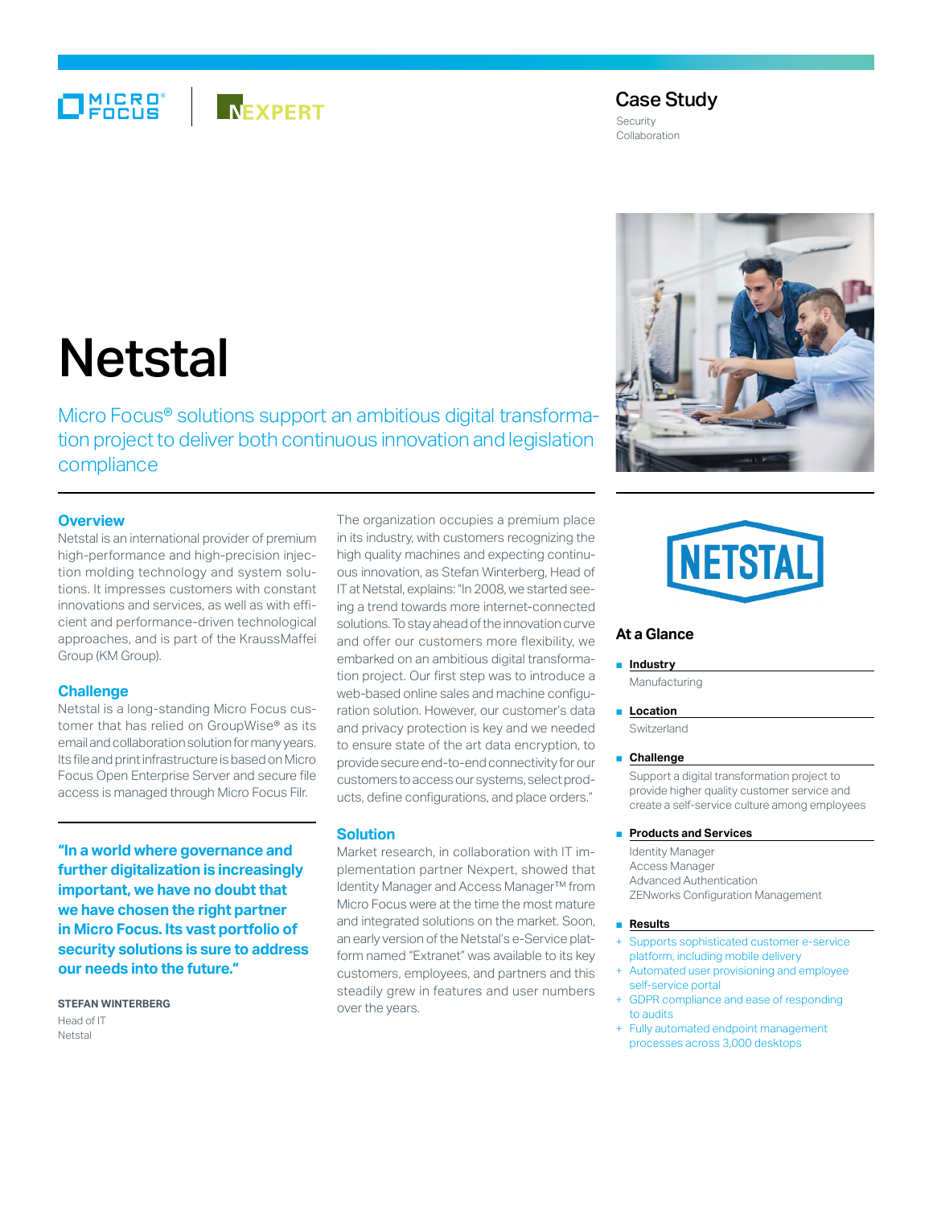Case Study

Security
Collaboration

# Netstal

Micro Focus® solutions support an ambitious digital transformation project to deliver both continuous innovation and legislation compliance

## Overview

Netstal is an international provider of premium high-performance and high-precision injection molding technology and system solutions. It impresses customers with constant innovations and services, as well as with efficient and performance-driven technological approaches, and is part of the KraussMaffei Group (KM Group).

## Challenge

Netstal is a long-standing Micro Focus customer that has relied on GroupWise® as its email and collaboration solution for many years. Its file and print infrastructure is based on Micro Focus Open Enterprise Server and secure file access is managed through Micro Focus Filr.

**"In a world where governance and further digitalization is increasingly important, we have no doubt that we have chosen the right partner in Micro Focus. Its vast portfolio of security solutions is sure to address our needs into the future."**

**STEFAN WINTERBERG**
Head of IT
Netstal

The organization occupies a premium place in its industry, with customers recognizing the high quality machines and expecting continuous innovation, as Stefan Winterberg, Head of IT at Netstal, explains: "In 2008, we started seeing a trend towards more internet-connected solutions. To stay ahead of the innovation curve and offer our customers more flexibility, we embarked on an ambitious digital transformation project. Our first step was to introduce a web-based online sales and machine configuration solution. However, our customer's data and privacy protection is key and we needed to ensure state of the art data encryption, to provide secure end-to-end connectivity for our customers to access our systems, select products, define configurations, and place orders."

## Solution

Market research, in collaboration with IT implementation partner Nexpert, showed that Identity Manager and Access Manager™ from Micro Focus were at the time the most mature and integrated solutions on the market. Soon, an early version of the Netstal's e-Service platform named "Extranet" was available to its key customers, employees, and partners and this steadily grew in features and user numbers over the years.

## At a Glance

**Industry**

Manufacturing

**Location**

Switzerland

**Challenge**

Support a digital transformation project to provide higher quality customer service and create a self-service culture among employees

**Products and Services**

Identity Manager
Access Manager
Advanced Authentication
ZENworks Configuration Management

**Results**

+ Supports sophisticated customer e-service platform, including mobile delivery
+ Automated user provisioning and employee self-service portal
+ GDPR compliance and ease of responding to audits
+ Fully automated endpoint management processes across 3,000 desktops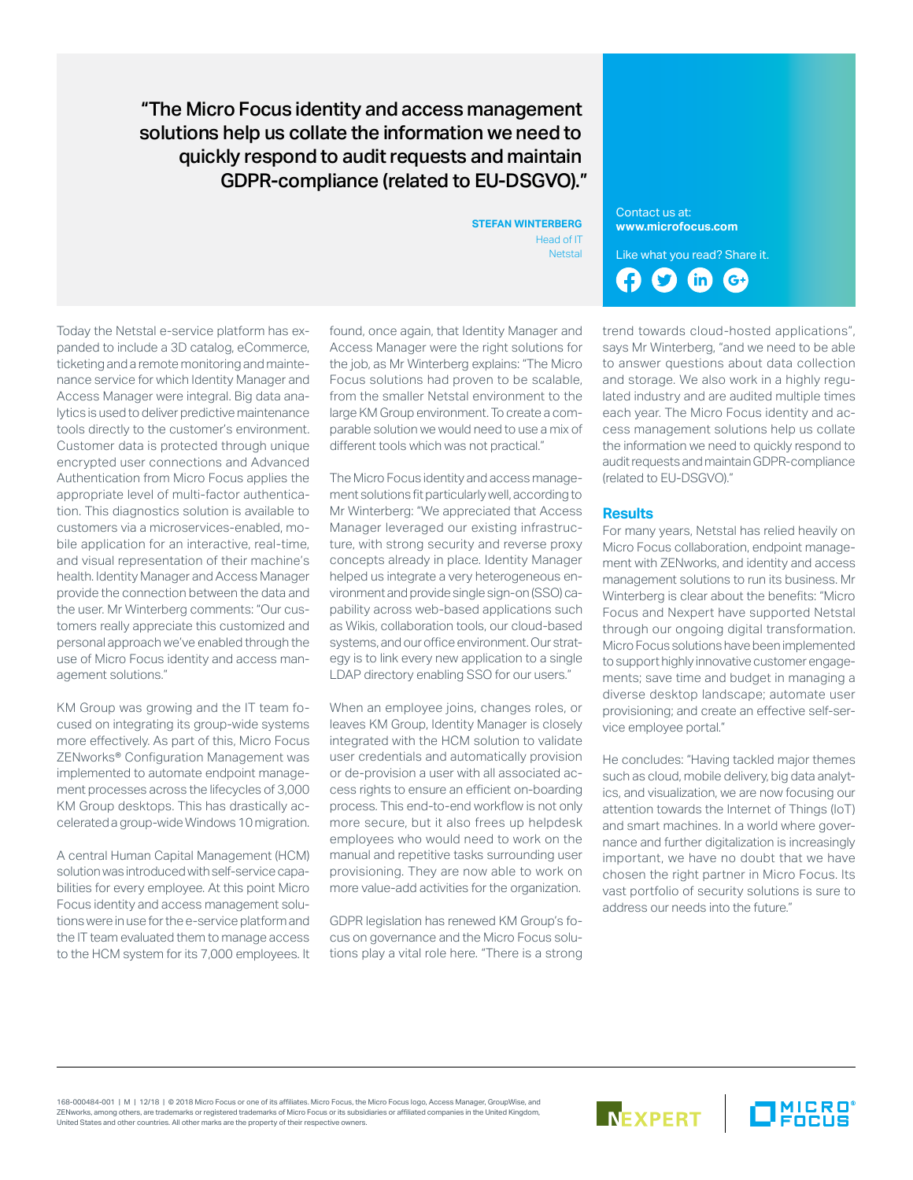> "The Micro Focus identity and access management solutions help us collate the information we need to quickly respond to audit requests and maintain GDPR-compliance (related to EU-DSGVO)."
>
> **STEFAN WINTERBERG**
> Head of IT
> Netstal

Contact us at:
**www.microfocus.com**

Like what you read? Share it.

Today the Netstal e-service platform has expanded to include a 3D catalog, eCommerce, ticketing and a remote monitoring and maintenance service for which Identity Manager and Access Manager were integral. Big data analytics is used to deliver predictive maintenance tools directly to the customer's environment. Customer data is protected through unique encrypted user connections and Advanced Authentication from Micro Focus applies the appropriate level of multi-factor authentication. This diagnostics solution is available to customers via a microservices-enabled, mobile application for an interactive, real-time, and visual representation of their machine's health. Identity Manager and Access Manager provide the connection between the data and the user. Mr Winterberg comments: "Our customers really appreciate this customized and personal approach we've enabled through the use of Micro Focus identity and access management solutions."

KM Group was growing and the IT team focused on integrating its group-wide systems more effectively. As part of this, Micro Focus ZENworks® Configuration Management was implemented to automate endpoint management processes across the lifecycles of 3,000 KM Group desktops. This has drastically accelerated a group-wide Windows 10 migration.

A central Human Capital Management (HCM) solution was introduced with self-service capabilities for every employee. At this point Micro Focus identity and access management solutions were in use for the e-service platform and the IT team evaluated them to manage access to the HCM system for its 7,000 employees. It found, once again, that Identity Manager and Access Manager were the right solutions for the job, as Mr Winterberg explains: "The Micro Focus solutions had proven to be scalable, from the smaller Netstal environment to the large KM Group environment. To create a comparable solution we would need to use a mix of different tools which was not practical."

The Micro Focus identity and access management solutions fit particularly well, according to Mr Winterberg: "We appreciated that Access Manager leveraged our existing infrastructure, with strong security and reverse proxy concepts already in place. Identity Manager helped us integrate a very heterogeneous environment and provide single sign-on (SSO) capability across web-based applications such as Wikis, collaboration tools, our cloud-based systems, and our office environment. Our strategy is to link every new application to a single LDAP directory enabling SSO for our users."

When an employee joins, changes roles, or leaves KM Group, Identity Manager is closely integrated with the HCM solution to validate user credentials and automatically provision or de-provision a user with all associated access rights to ensure an efficient on-boarding process. This end-to-end workflow is not only more secure, but it also frees up helpdesk employees who would need to work on the manual and repetitive tasks surrounding user provisioning. They are now able to work on more value-add activities for the organization.

GDPR legislation has renewed KM Group's focus on governance and the Micro Focus solutions play a vital role here. "There is a strong trend towards cloud-hosted applications", says Mr Winterberg, "and we need to be able to answer questions about data collection and storage. We also work in a highly regulated industry and are audited multiple times each year. The Micro Focus identity and access management solutions help us collate the information we need to quickly respond to audit requests and maintain GDPR-compliance (related to EU-DSGVO)."

## Results

For many years, Netstal has relied heavily on Micro Focus collaboration, endpoint management with ZENworks, and identity and access management solutions to run its business. Mr Winterberg is clear about the benefits: "Micro Focus and Nexpert have supported Netstal through our ongoing digital transformation. Micro Focus solutions have been implemented to support highly innovative customer engagements; save time and budget in managing a diverse desktop landscape; automate user provisioning; and create an effective self-service employee portal."

He concludes: "Having tackled major themes such as cloud, mobile delivery, big data analytics, and visualization, we are now focusing our attention towards the Internet of Things (IoT) and smart machines. In a world where governance and further digitalization is increasingly important, we have no doubt that we have chosen the right partner in Micro Focus. Its vast portfolio of security solutions is sure to address our needs into the future."

168-000484-001 | M | 12/18 | © 2018 Micro Focus or one of its affiliates. Micro Focus, the Micro Focus logo, Access Manager, GroupWise, and ZENworks, among others, are trademarks or registered trademarks of Micro Focus or its subsidiaries or affiliated companies in the United Kingdom, United States and other countries. All other marks are the property of their respective owners.

NEXPERT | MICRO FOCUS